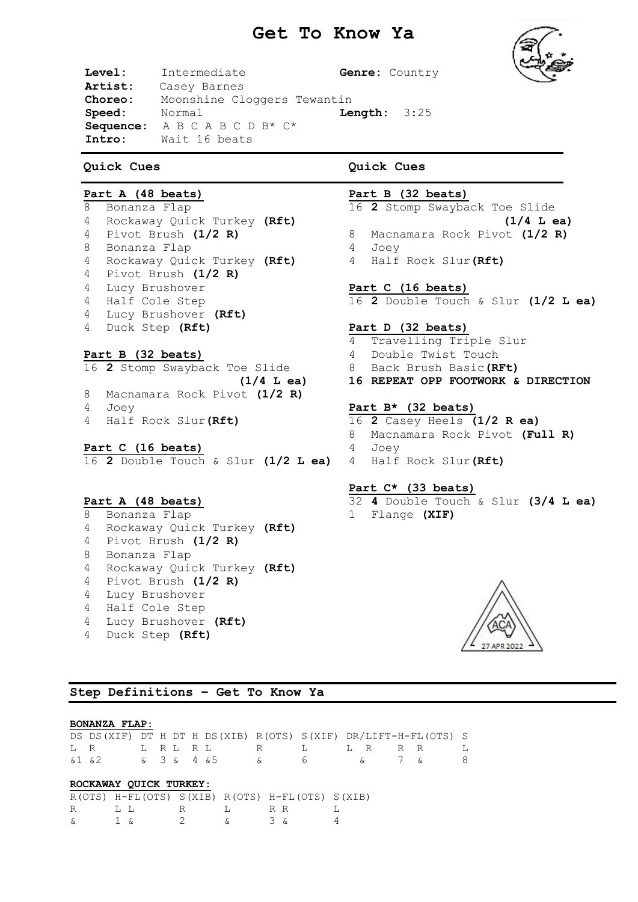# Get To Know Ya

**Level:** Intermediate **Genre:** Country
**Artist:** Casey Barnes
**Choreo:** Moonshine Cloggers Tewantin
**Speed:** Normal **Length:** 3:25
**Sequence:** A B C A B C D B* C*
**Intro:** Wait 16 beats

## Quick Cues

**Part A (48 beats)**
8 Bonanza Flap
4 Rockaway Quick Turkey **(Rft)**
4 Pivot Brush **(1/2 R)**
8 Bonanza Flap
4 Rockaway Quick Turkey **(Rft)**
4 Pivot Brush **(1/2 R)**
4 Lucy Brushover
4 Half Cole Step
4 Lucy Brushover **(Rft)**
4 Duck Step **(Rft)**

**Part B (32 beats)**
16 **2** Stomp Swayback Toe Slide **(1/4 L ea)**
8 Macnamara Rock Pivot **(1/2 R)**
4 Joey
4 Half Rock Slur **(Rft)**

**Part C (16 beats)**
16 **2** Double Touch & Slur **(1/2 L ea)**

**Part A (48 beats)**
8 Bonanza Flap
4 Rockaway Quick Turkey **(Rft)**
4 Pivot Brush **(1/2 R)**
8 Bonanza Flap
4 Rockaway Quick Turkey **(Rft)**
4 Pivot Brush **(1/2 R)**
4 Lucy Brushover
4 Half Cole Step
4 Lucy Brushover **(Rft)**
4 Duck Step **(Rft)**

## Quick Cues

**Part B (32 beats)**
16 **2** Stomp Swayback Toe Slide **(1/4 L ea)**
8 Macnamara Rock Pivot **(1/2 R)**
4 Joey
4 Half Rock Slur **(Rft)**

**Part C (16 beats)**
16 **2** Double Touch & Slur **(1/2 L ea)**

**Part D (32 beats)**
4 Travelling Triple Slur
4 Double Twist Touch
8 Back Brush Basic **(RFt)**
**16 REPEAT OPP FOOTWORK & DIRECTION**

**Part B* (32 beats)**
16 **2** Casey Heels **(1/2 R ea)**
8 Macnamara Rock Pivot **(Full R)**
4 Joey
4 Half Rock Slur **(Rft)**

**Part C* (33 beats)**
32 **4** Double Touch & Slur **(3/4 L ea)**
1 Flange **(XIF)**

ACA 27 APR 2022

## Step Definitions – Get To Know Ya

**BONANZA FLAP:**

| DS | DS(XIF) | DT | H | DT | H | DS(XIB) | R(OTS) | S(XIF) | DR/LIFT-H-FL(OTS) | | | | S |
|---|---|---|---|---|---|---|---|---|---|---|---|---|---|
| L | R | L | R | L | R | L | R | L | L | R | R | R | L |
| &1 | &2 | & | 3 | & | 4 | &5 | & | 6 | & | | 7 | & | 8 |

**ROCKAWAY QUICK TURKEY:**

| R(OTS) | H-FL(OTS) | | S(XIB) | R(OTS) | H-FL(OTS) | | S(XIB) |
|---|---|---|---|---|---|---|---|
| R | L | L | R | L | R | R | L |
| & | 1 | & | 2 | & | 3 | & | 4 |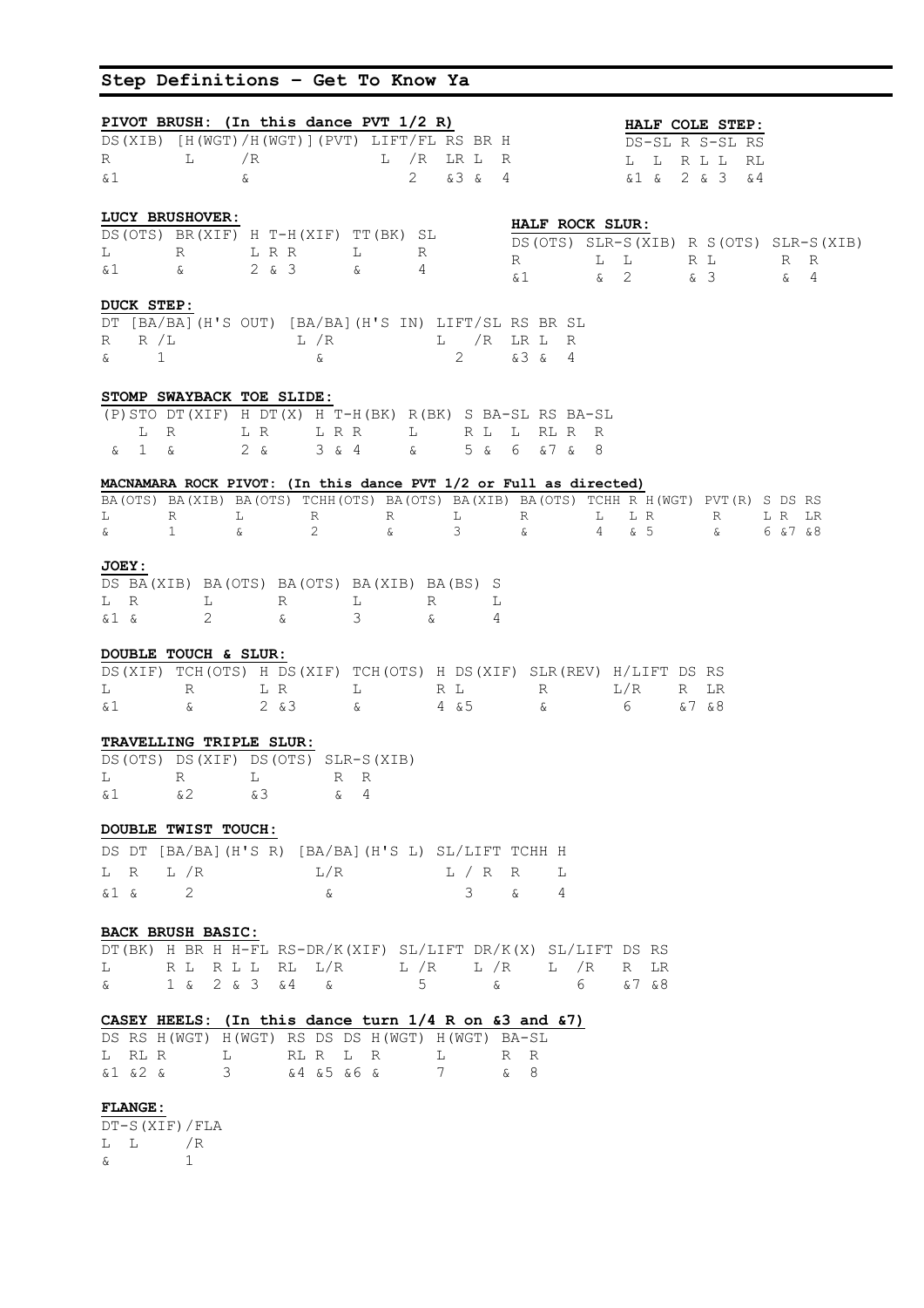## Step Definitions – Get To Know Ya

**PIVOT BRUSH: (In this dance PVT 1/2 R)**

```
DS(XIB) [H(WGT)/H(WGT)](PVT) LIFT/FL RS BR H
R       L     /R             L  /R  LR L  R
&1            &                 2   &3 &  4
```

**HALF COLE STEP:**

```
DS-SL R S-SL RS
L  L  R L L  RL
&1 &  2 & 3  &4
```

**LUCY BRUSHOVER:**

```
DS(OTS) BR(XIF) H T-H(XIF) TT(BK) SL
L       R       L R R      L      R
&1      &       2 & 3      &      4
```

**HALF ROCK SLUR:**

```
DS(OTS) SLR-S(XIB) R S(OTS) SLR-S(XIB)
R       L  L       R L      R  R
&1      &  2       & 3      &  4
```

**DUCK STEP:**

```
DT [BA/BA](H'S OUT) [BA/BA](H'S IN) LIFT/SL RS BR SL
R  R /L             L /R            L   /R  LR L  R
&    1                &                 2   &3 &  4
```

**STOMP SWAYBACK TOE SLIDE:**

```
(P)STO DT(XIF) H DT(X) H T-H(BK) R(BK) S BA-SL RS BA-SL
   L   R       L R     L R R     L     R L L   RL R  R
 & 1   &       2 &     3 & 4     &     5 & 6   &7 &  8
```

**MACNAMARA ROCK PIVOT: (In this dance PVT 1/2 or Full as directed)**

```
BA(OTS) BA(XIB) BA(OTS) TCHH(OTS) BA(OTS) BA(XIB) BA(OTS) TCHH R H(WGT) PVT(R) S DS RS
L       R       L       R         R       L       R       L    L R     R      L R  LR
&       1       &       2         &       3       &       4    & 5     &      6 &7 &8
```

**JOEY:**

```
DS BA(XIB) BA(OTS) BA(OTS) BA(XIB) BA(BS) S
L R        L       R       L       R      L
&1 &       2       &       3       &      4
```

**DOUBLE TOUCH & SLUR:**

```
DS(XIF) TCH(OTS) H DS(XIF) TCH(OTS) H DS(XIF) SLR(REV) H/LIFT DS RS
L       R        L R       L        R L       R        L/R    R  LR
&1      &        2 &3      &        4 &5      &        6      &7 &8
```

**TRAVELLING TRIPLE SLUR:**

```
DS(OTS) DS(XIF) DS(OTS) SLR-S(XIB)
L       R       L       R  R
&1      &2      &3      &  4
```

**DOUBLE TWIST TOUCH:**

```
DS DT [BA/BA](H'S R) [BA/BA](H'S L) SL/LIFT TCHH H
L  R  L /R           L/R            L / R   R    L
&1 &  2              &              3       &    4
```

**BACK BRUSH BASIC:**

```
DT(BK) H BR H H-FL RS-DR/K(XIF) SL/LIFT DR/K(X) SL/LIFT DS RS
L      R L  R L L  RL L/R       L /R    L /R    L  /R   R  LR
&      1 &  2 & 3  &4 &         5       &       6       &7 &8
```

**CASEY HEELS: (In this dance turn 1/4 R on &3 and &7)**

```
DS RS H(WGT) H(WGT) RS DS DS H(WGT) H(WGT) BA-SL
L  RL R      L      RL R  L  R      L      R  R
&1 &2 &      3      &4 &5 &6 &      7      &  8
```

**FLANGE:**

```
DT-S(XIF)/FLA
L  L     /R
&        1
```